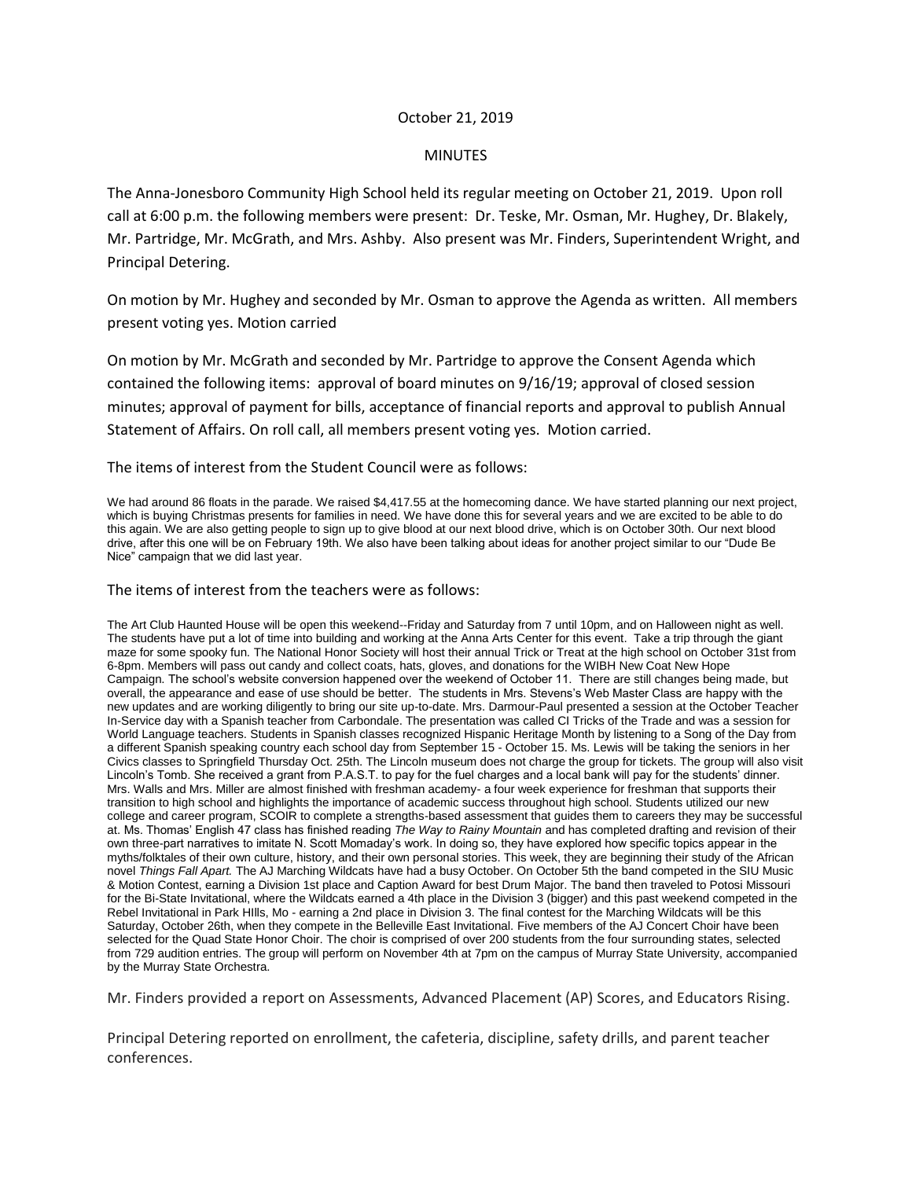October 21, 2019

MINUTES

The Anna-Jonesboro Community High School held its regular meeting on October 21, 2019. Upon roll call at 6:00 p.m. the following members were present: Dr. Teske, Mr. Osman, Mr. Hughey, Dr. Blakely, Mr. Partridge, Mr. McGrath, and Mrs. Ashby. Also present was Mr. Finders, Superintendent Wright, and Principal Detering.

On motion by Mr. Hughey and seconded by Mr. Osman to approve the Agenda as written. All members present voting yes. Motion carried

On motion by Mr. McGrath and seconded by Mr. Partridge to approve the Consent Agenda which contained the following items: approval of board minutes on 9/16/19; approval of closed session minutes; approval of payment for bills, acceptance of financial reports and approval to publish Annual Statement of Affairs. On roll call, all members present voting yes. Motion carried.

The items of interest from the Student Council were as follows:

We had around 86 floats in the parade. We raised $4,417.55 at the homecoming dance. We have started planning our next project, which is buying Christmas presents for families in need. We have done this for several years and we are excited to be able to do this again. We are also getting people to sign up to give blood at our next blood drive, which is on October 30th. Our next blood drive, after this one will be on February 19th. We also have been talking about ideas for another project similar to our "Dude Be Nice" campaign that we did last year.

The items of interest from the teachers were as follows:

The Art Club Haunted House will be open this weekend--Friday and Saturday from 7 until 10pm, and on Halloween night as well. The students have put a lot of time into building and working at the Anna Arts Center for this event. Take a trip through the giant maze for some spooky fun. The National Honor Society will host their annual Trick or Treat at the high school on October 31st from 6-8pm. Members will pass out candy and collect coats, hats, gloves, and donations for the WIBH New Coat New Hope Campaign. The school's website conversion happened over the weekend of October 11. There are still changes being made, but overall, the appearance and ease of use should be better. The students in Mrs. Stevens's Web Master Class are happy with the new updates and are working diligently to bring our site up-to-date. Mrs. Darmour-Paul presented a session at the October Teacher In-Service day with a Spanish teacher from Carbondale. The presentation was called CI Tricks of the Trade and was a session for World Language teachers. Students in Spanish classes recognized Hispanic Heritage Month by listening to a Song of the Day from a different Spanish speaking country each school day from September 15 - October 15. Ms. Lewis will be taking the seniors in her Civics classes to Springfield Thursday Oct. 25th. The Lincoln museum does not charge the group for tickets. The group will also visit Lincoln's Tomb. She received a grant from P.A.S.T. to pay for the fuel charges and a local bank will pay for the students' dinner. Mrs. Walls and Mrs. Miller are almost finished with freshman academy- a four week experience for freshman that supports their transition to high school and highlights the importance of academic success throughout high school. Students utilized our new college and career program, SCOIR to complete a strengths-based assessment that guides them to careers they may be successful at. Ms. Thomas' English 47 class has finished reading *The Way to Rainy Mountain* and has completed drafting and revision of their own three-part narratives to imitate N. Scott Momaday's work. In doing so, they have explored how specific topics appear in the myths/folktales of their own culture, history, and their own personal stories. This week, they are beginning their study of the African novel *Things Fall Apart.* The AJ Marching Wildcats have had a busy October. On October 5th the band competed in the SIU Music & Motion Contest, earning a Division 1st place and Caption Award for best Drum Major. The band then traveled to Potosi Missouri for the Bi-State Invitational, where the Wildcats earned a 4th place in the Division 3 (bigger) and this past weekend competed in the Rebel Invitational in Park HIlls, Mo - earning a 2nd place in Division 3. The final contest for the Marching Wildcats will be this Saturday, October 26th, when they compete in the Belleville East Invitational. Five members of the AJ Concert Choir have been selected for the Quad State Honor Choir. The choir is comprised of over 200 students from the four surrounding states, selected from 729 audition entries. The group will perform on November 4th at 7pm on the campus of Murray State University, accompanied by the Murray State Orchestra.

Mr. Finders provided a report on Assessments, Advanced Placement (AP) Scores, and Educators Rising.

Principal Detering reported on enrollment, the cafeteria, discipline, safety drills, and parent teacher conferences.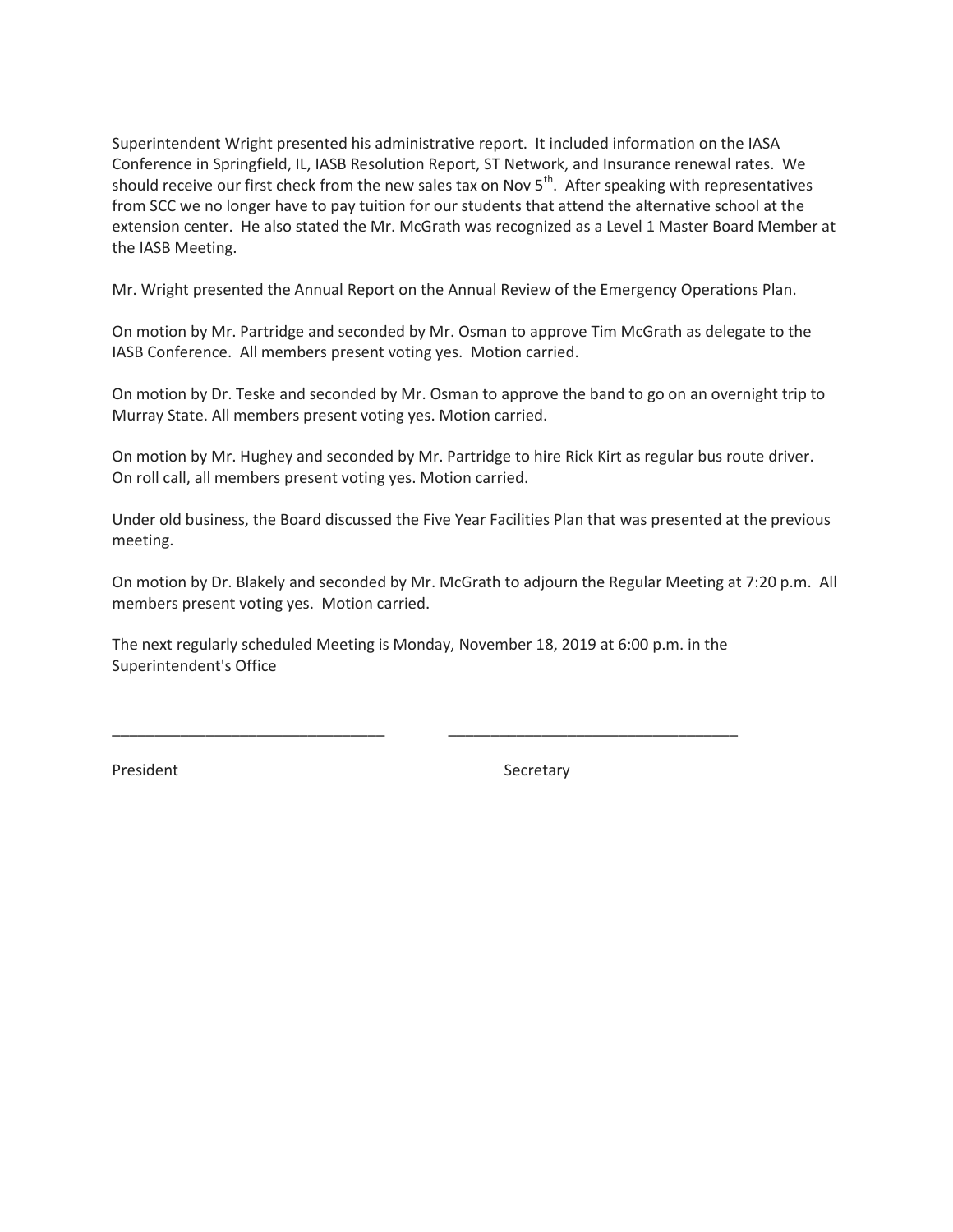Superintendent Wright presented his administrative report. It included information on the IASA Conference in Springfield, IL, IASB Resolution Report, ST Network, and Insurance renewal rates. We should receive our first check from the new sales tax on Nov 5th. After speaking with representatives from SCC we no longer have to pay tuition for our students that attend the alternative school at the extension center. He also stated the Mr. McGrath was recognized as a Level 1 Master Board Member at the IASB Meeting.

Mr. Wright presented the Annual Report on the Annual Review of the Emergency Operations Plan.

On motion by Mr. Partridge and seconded by Mr. Osman to approve Tim McGrath as delegate to the IASB Conference. All members present voting yes. Motion carried.

On motion by Dr. Teske and seconded by Mr. Osman to approve the band to go on an overnight trip to Murray State. All members present voting yes. Motion carried.

On motion by Mr. Hughey and seconded by Mr. Partridge to hire Rick Kirt as regular bus route driver. On roll call, all members present voting yes. Motion carried.

Under old business, the Board discussed the Five Year Facilities Plan that was presented at the previous meeting.

On motion by Dr. Blakely and seconded by Mr. McGrath to adjourn the Regular Meeting at 7:20 p.m. All members present voting yes. Motion carried.

The next regularly scheduled Meeting is Monday, November 18, 2019 at 6:00 p.m. in the Superintendent's Office

________________________________ ________________________________

President Secretary